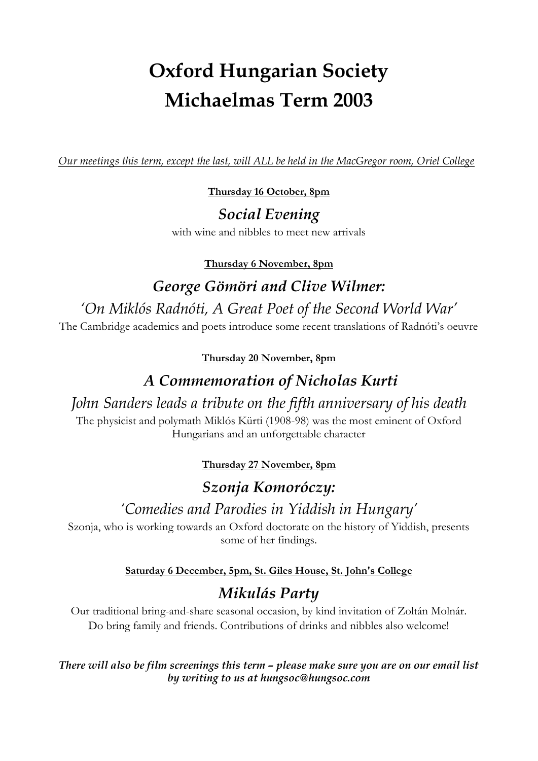# Oxford Hungarian Society
# Michaelmas Term 2003

*Our meetings this term, except the last, will ALL be held in the MacGregor room, Oriel College*

**Thursday 16 October, 8pm**

### *Social Evening*

with wine and nibbles to meet new arrivals

**Thursday 6 November, 8pm**

### *George Gömöri and Clive Wilmer:*

*'On Miklós Radnóti, A Great Poet of the Second World War'*

The Cambridge academics and poets introduce some recent translations of Radnóti's oeuvre

**Thursday 20 November, 8pm**

### *A Commemoration of Nicholas Kurti*

*John Sanders leads a tribute on the fifth anniversary of his death*

The physicist and polymath Miklós Kürti (1908-98) was the most eminent of Oxford Hungarians and an unforgettable character

**Thursday 27 November, 8pm**

### *Szonja Komoróczy:*

*'Comedies and Parodies in Yiddish in Hungary'*

Szonja, who is working towards an Oxford doctorate on the history of Yiddish, presents some of her findings.

**Saturday 6 December, 5pm, St. Giles House, St. John's College**

### *Mikulás Party*

Our traditional bring-and-share seasonal occasion, by kind invitation of Zoltán Molnár. Do bring family and friends. Contributions of drinks and nibbles also welcome!

***There will also be film screenings this term – please make sure you are on our email list by writing to us at hungsoc@hungsoc.com***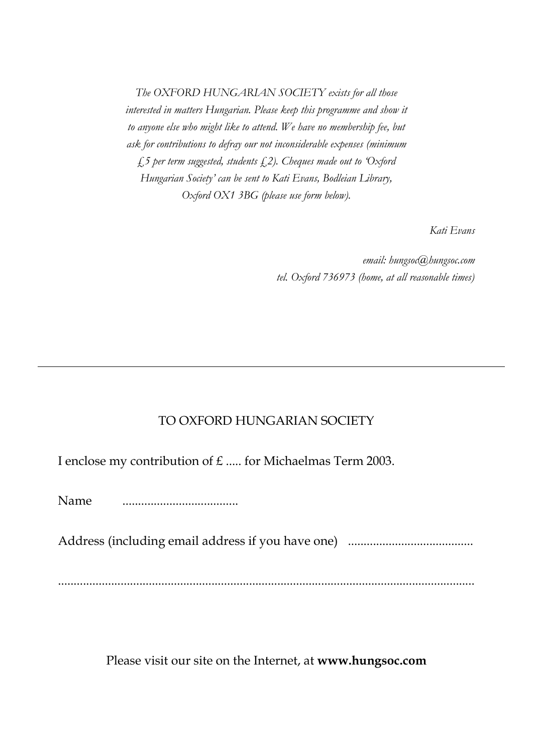*The OXFORD HUNGARIAN SOCIETY exists for all those interested in matters Hungarian. Please keep this programme and show it to anyone else who might like to attend. We have no membership fee, but ask for contributions to defray our not inconsiderable expenses (minimum £5 per term suggested, students £2). Cheques made out to 'Oxford Hungarian Society' can be sent to Kati Evans, Bodleian Library, Oxford OX1 3BG (please use form below).*

*Kati Evans*

*email: hungsoc@hungsoc.com*
*tel. Oxford 736973 (home, at all reasonable times)*

---

TO OXFORD HUNGARIAN SOCIETY

I enclose my contribution of £ ..... for Michaelmas Term 2003.

Name .....................................

Address (including email address if you have one) ........................................

..........................................................................................................................

Please visit our site on the Internet, at **www.hungsoc.com**